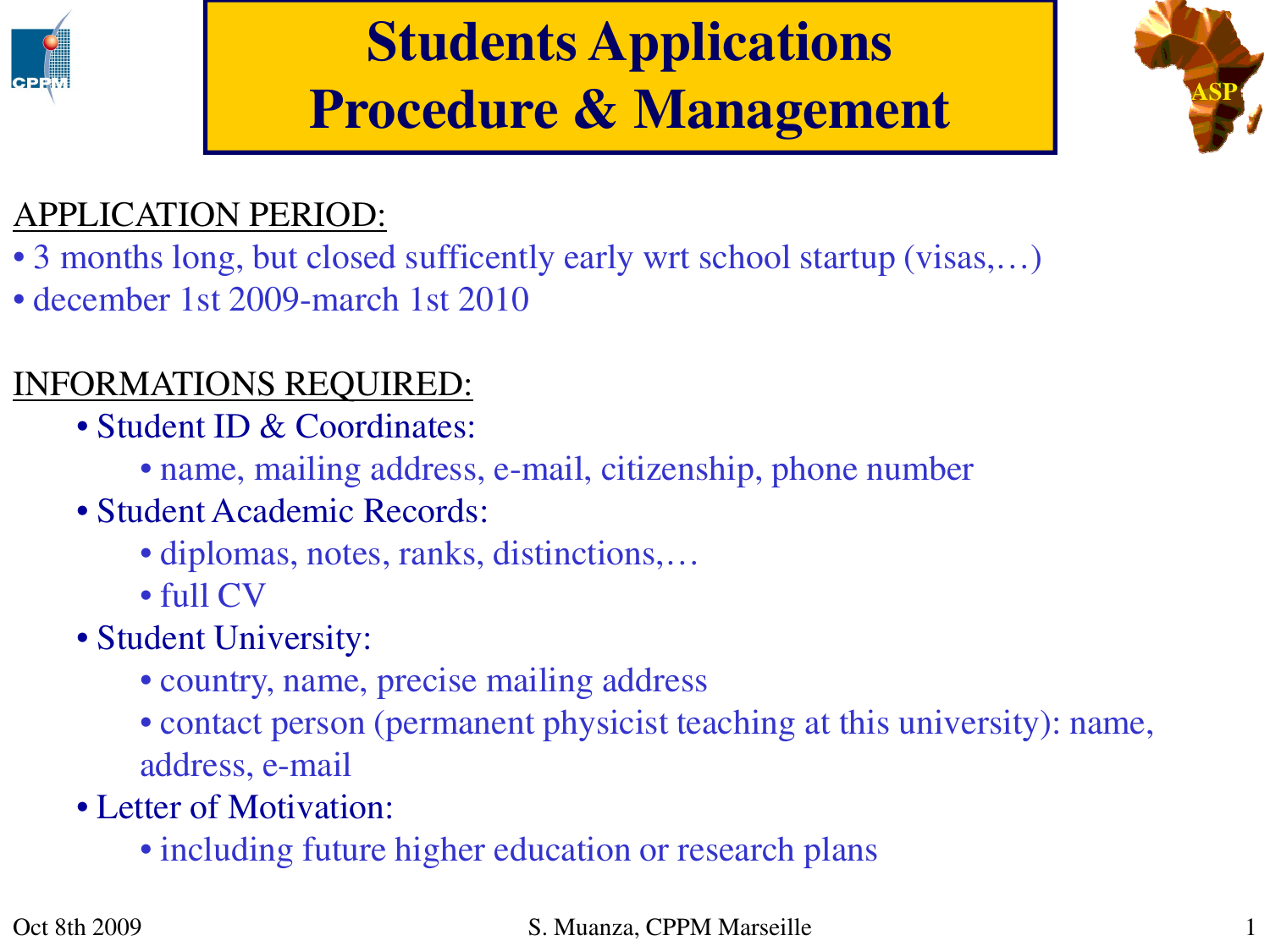# Students Applications Procedure & Management

APPLICATION PERIOD:

- 3 months long, but closed sufficently early wrt school startup (visas,…)
- december 1st 2009-march 1st 2010

INFORMATIONS REQUIRED:

- Student ID & Coordinates:
  - name, mailing address, e-mail, citizenship, phone number
- Student Academic Records:
  - diplomas, notes, ranks, distinctions,…
  - full CV
- Student University:
  - country, name, precise mailing address
  - contact person (permanent physicist teaching at this university): name, address, e-mail
- Letter of Motivation:
  - including future higher education or research plans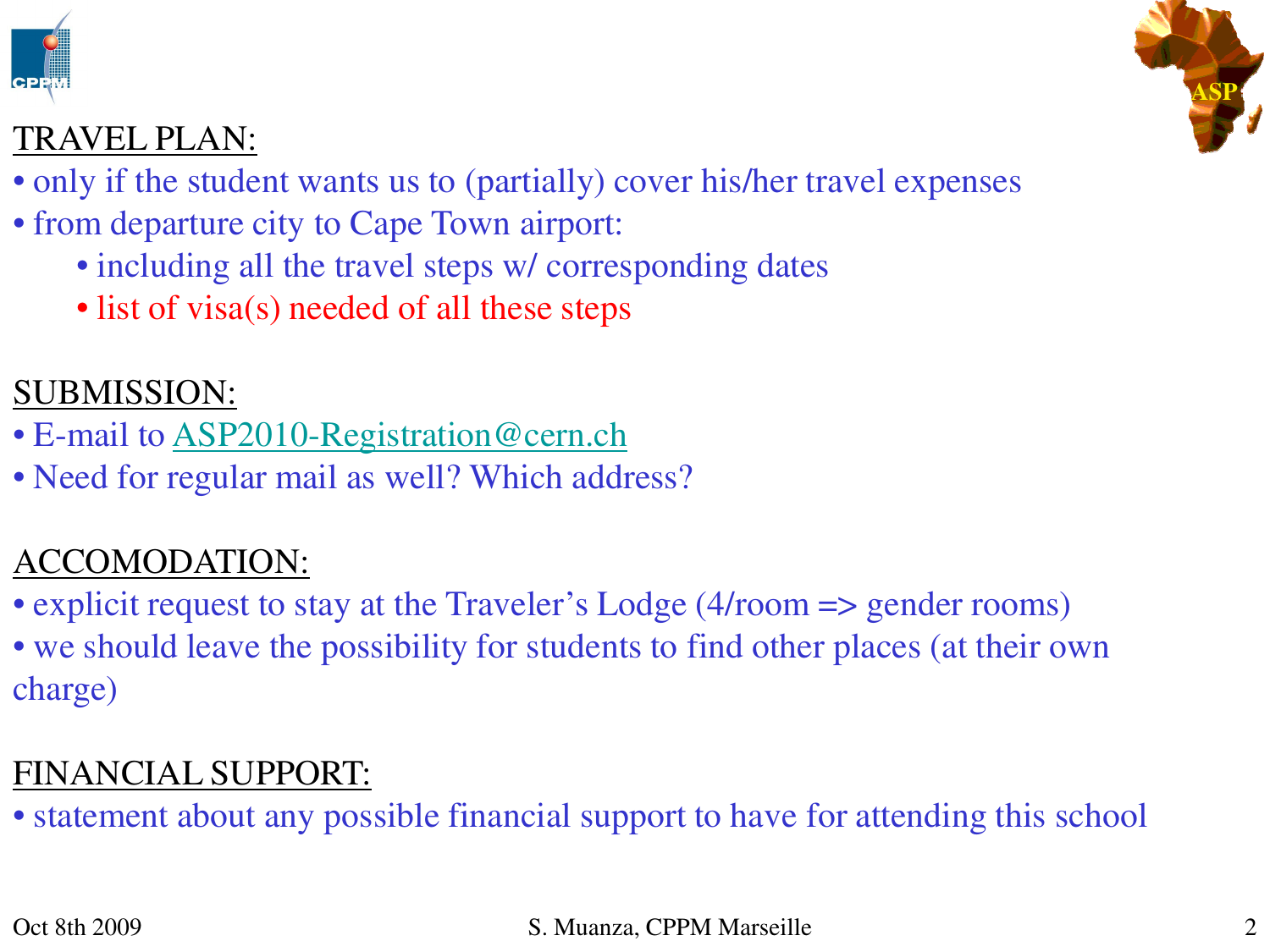## TRAVEL PLAN:

- only if the student wants us to (partially) cover his/her travel expenses
- from departure city to Cape Town airport:
  - including all the travel steps w/ corresponding dates
  - list of visa(s) needed of all these steps

## SUBMISSION:

- E-mail to ASP2010-Registration@cern.ch
- Need for regular mail as well? Which address?

## ACCOMODATION:

- explicit request to stay at the Traveler's Lodge (4/room => gender rooms)
- we should leave the possibility for students to find other places (at their own charge)

## FINANCIAL SUPPORT:

- statement about any possible financial support to have for attending this school